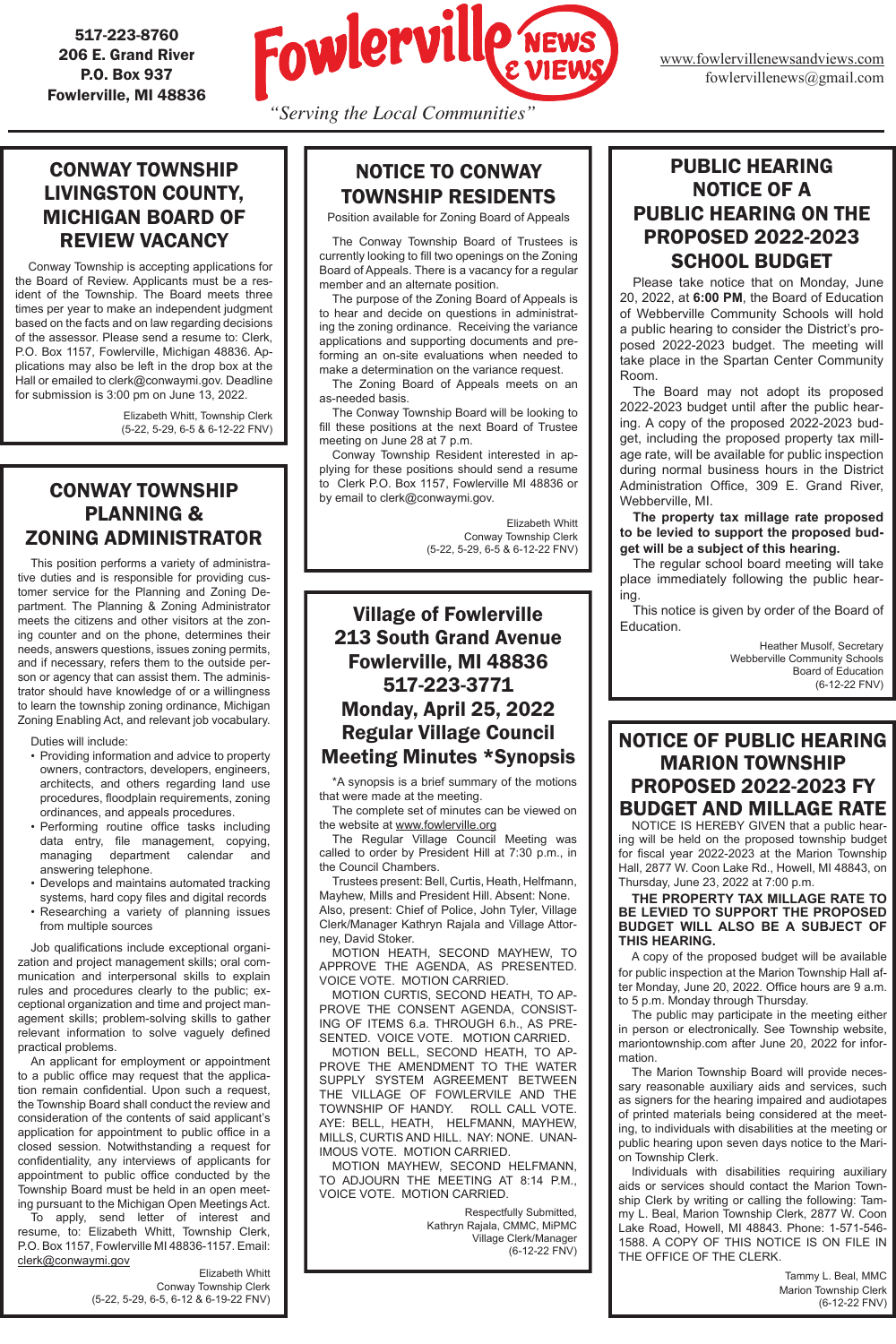517-223-8760
206 E. Grand River
P.O. Box 937
Fowlerville, MI 48836

# Fowlerville NEWS & VIEWS

*"Serving the Local Communities"*

www.fowlervillenewsandviews.com
fowlervillenews@gmail.com

## CONWAY TOWNSHIP LIVINGSTON COUNTY, MICHIGAN BOARD OF REVIEW VACANCY

Conway Township is accepting applications for the Board of Review. Applicants must be a resident of the Township. The Board meets three times per year to make an independent judgment based on the facts and on law regarding decisions of the assessor. Please send a resume to: Clerk, P.O. Box 1157, Fowlerville, Michigan 48836. Applications may also be left in the drop box at the Hall or emailed to clerk@conwaymi.gov. Deadline for submission is 3:00 pm on June 13, 2022.

Elizabeth Whitt, Township Clerk
(5-22, 5-29, 6-5 & 6-12-22 FNV)

## CONWAY TOWNSHIP PLANNING & ZONING ADMINISTRATOR

This position performs a variety of administrative duties and is responsible for providing customer service for the Planning and Zoning Department. The Planning & Zoning Administrator meets the citizens and other visitors at the zoning counter and on the phone, determines their needs, answers questions, issues zoning permits, and if necessary, refers them to the outside person or agency that can assist them. The administrator should have knowledge of or a willingness to learn the township zoning ordinance, Michigan Zoning Enabling Act, and relevant job vocabulary.

Duties will include:

- Providing information and advice to property owners, contractors, developers, engineers, architects, and others regarding land use procedures, floodplain requirements, zoning ordinances, and appeals procedures.
- Performing routine office tasks including data entry, file management, copying, managing department calendar and answering telephone.
- Develops and maintains automated tracking systems, hard copy files and digital records
- Researching a variety of planning issues from multiple sources

Job qualifications include exceptional organization and project management skills; oral communication and interpersonal skills to explain rules and procedures clearly to the public; exceptional organization and time and project management skills; problem-solving skills to gather relevant information to solve vaguely defined practical problems.

An applicant for employment or appointment to a public office may request that the application remain confidential. Upon such a request, the Township Board shall conduct the review and consideration of the contents of said applicant's application for appointment to public office in a closed session. Notwithstanding a request for confidentiality, any interviews of applicants for appointment to public office conducted by the Township Board must be held in an open meeting pursuant to the Michigan Open Meetings Act.

To apply, send letter of interest and resume, to: Elizabeth Whitt, Township Clerk, P.O. Box 1157, Fowlerville MI 48836-1157. Email: clerk@conwaymi.gov

Elizabeth Whitt
Conway Township Clerk
(5-22, 5-29, 6-5, 6-12 & 6-19-22 FNV)

## NOTICE TO CONWAY TOWNSHIP RESIDENTS

Position available for Zoning Board of Appeals

The Conway Township Board of Trustees is currently looking to fill two openings on the Zoning Board of Appeals. There is a vacancy for a regular member and an alternate position.

The purpose of the Zoning Board of Appeals is to hear and decide on questions in administrating the zoning ordinance. Receiving the variance applications and supporting documents and preforming an on-site evaluations when needed to make a determination on the variance request.

The Zoning Board of Appeals meets on an as-needed basis.

The Conway Township Board will be looking to fill these positions at the next Board of Trustee meeting on June 28 at 7 p.m.

Conway Township Resident interested in applying for these positions should send a resume to Clerk P.O. Box 1157, Fowlerville MI 48836 or by email to clerk@conwaymi.gov.

Elizabeth Whitt
Conway Township Clerk
(5-22, 5-29, 6-5 & 6-12-22 FNV)

## Village of Fowlerville 213 South Grand Avenue Fowlerville, MI 48836 517-223-3771 Monday, April 25, 2022 Regular Village Council Meeting Minutes *Synopsis

*A synopsis is a brief summary of the motions that were made at the meeting.

The complete set of minutes can be viewed on the website at www.fowlerville.org

The Regular Village Council Meeting was called to order by President Hill at 7:30 p.m., in the Council Chambers.

Trustees present: Bell, Curtis, Heath, Helfmann, Mayhew, Mills and President Hill. Absent: None. Also, present: Chief of Police, John Tyler, Village Clerk/Manager Kathryn Rajala and Village Attorney, David Stoker.

MOTION HEATH, SECOND MAYHEW, TO APPROVE THE AGENDA, AS PRESENTED. VOICE VOTE. MOTION CARRIED.

MOTION CURTIS, SECOND HEATH, TO APPROVE THE CONSENT AGENDA, CONSISTING OF ITEMS 6.a. THROUGH 6.h., AS PRESENTED. VOICE VOTE. MOTION CARRIED.

MOTION BELL, SECOND HEATH, TO APPROVE THE AMENDMENT TO THE WATER SUPPLY SYSTEM AGREEMENT BETWEEN THE VILLAGE OF FOWLERVILLE AND THE TOWNSHIP OF HANDY. ROLL CALL VOTE. AYE: BELL, HEATH, HELFMANN, MAYHEW, MILLS, CURTIS AND HILL. NAY: NONE. UNANIMOUS VOTE. MOTION CARRIED.

MOTION MAYHEW, SECOND HELFMANN, TO ADJOURN THE MEETING AT 8:14 P.M., VOICE VOTE. MOTION CARRIED.

Respectfully Submitted,
Kathryn Rajala, CMMC, MiPMC
Village Clerk/Manager
(6-12-22 FNV)

## PUBLIC HEARING NOTICE OF A PUBLIC HEARING ON THE PROPOSED 2022-2023 SCHOOL BUDGET

Please take notice that on Monday, June 20, 2022, at **6:00 PM**, the Board of Education of Webberville Community Schools will hold a public hearing to consider the District's proposed 2022-2023 budget. The meeting will take place in the Spartan Center Community Room.

The Board may not adopt its proposed 2022-2023 budget until after the public hearing. A copy of the proposed 2022-2023 budget, including the proposed property tax millage rate, will be available for public inspection during normal business hours in the District Administration Office, 309 E. Grand River, Webberville, MI.

**The property tax millage rate proposed to be levied to support the proposed budget will be a subject of this hearing.**

The regular school board meeting will take place immediately following the public hearing.

This notice is given by order of the Board of Education.

Heather Musolf, Secretary
Webberville Community Schools
Board of Education
(6-12-22 FNV)

## NOTICE OF PUBLIC HEARING MARION TOWNSHIP PROPOSED 2022-2023 FY BUDGET AND MILLAGE RATE

NOTICE IS HEREBY GIVEN that a public hearing will be held on the proposed township budget for fiscal year 2022-2023 at the Marion Township Hall, 2877 W. Coon Lake Rd., Howell, MI 48843, on Thursday, June 23, 2022 at 7:00 p.m.

**THE PROPERTY TAX MILLAGE RATE TO BE LEVIED TO SUPPORT THE PROPOSED BUDGET WILL ALSO BE A SUBJECT OF THIS HEARING.**

A copy of the proposed budget will be available for public inspection at the Marion Township Hall after Monday, June 20, 2022. Office hours are 9 a.m. to 5 p.m. Monday through Thursday.

The public may participate in the meeting either in person or electronically. See Township website, mariontownship.com after June 20, 2022 for information.

The Marion Township Board will provide necessary reasonable auxiliary aids and services, such as signers for the hearing impaired and audiotapes of printed materials being considered at the meeting, to individuals with disabilities at the meeting or public hearing upon seven days notice to the Marion Township Clerk.

Individuals with disabilities requiring auxiliary aids or services should contact the Marion Township Clerk by writing or calling the following: Tammy L. Beal, Marion Township Clerk, 2877 W. Coon Lake Road, Howell, MI 48843. Phone: 1-571-546-1588. A COPY OF THIS NOTICE IS ON FILE IN THE OFFICE OF THE CLERK.

Tammy L. Beal, MMC
Marion Township Clerk
(6-12-22 FNV)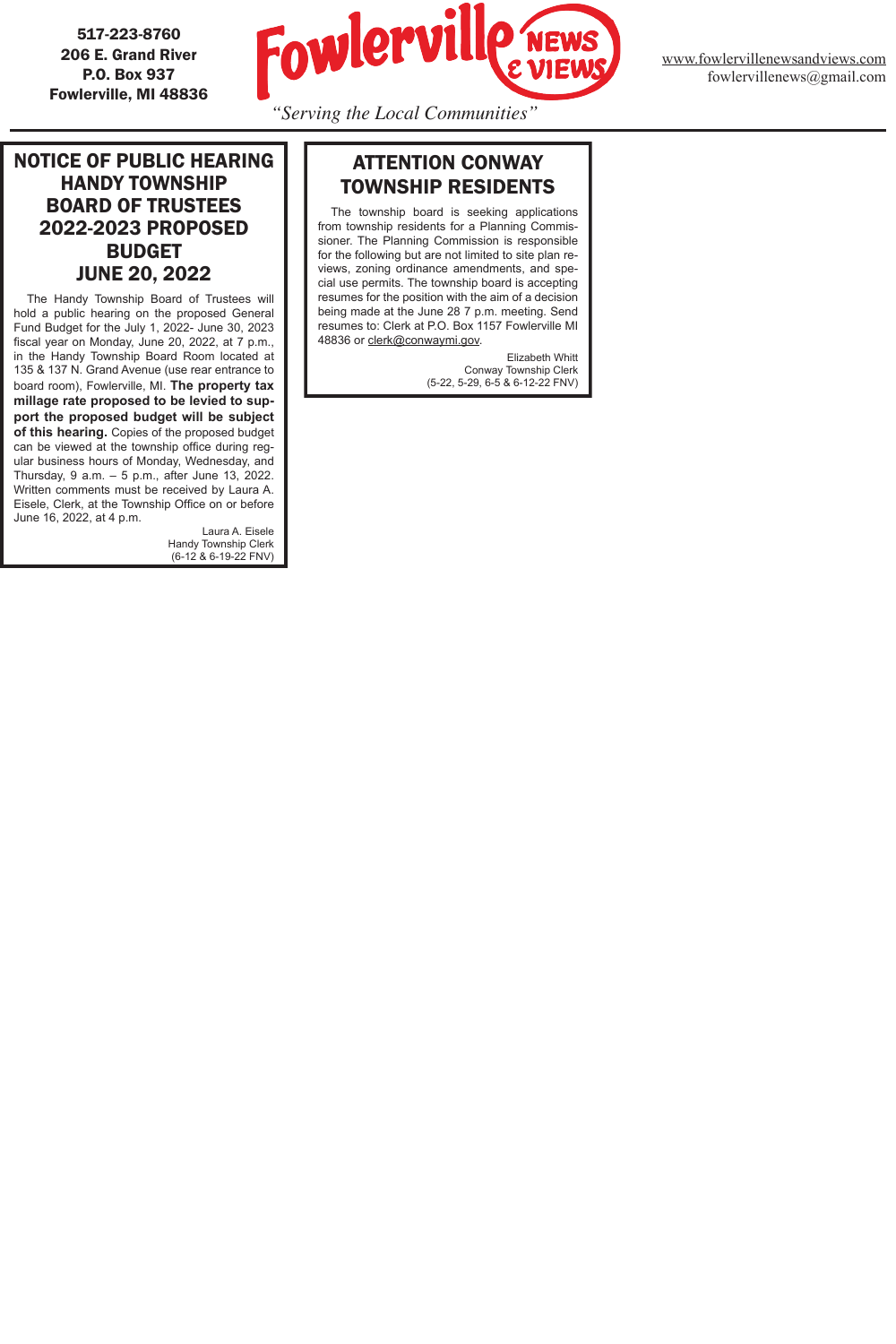517-223-8760
206 E. Grand River
P.O. Box 937
Fowlerville, MI 48836

# Fowlerville NEWS & VIEWS

*"Serving the Local Communities"*

www.fowlervillenewsandviews.com
fowlervillenews@gmail.com

## NOTICE OF PUBLIC HEARING HANDY TOWNSHIP BOARD OF TRUSTEES 2022-2023 PROPOSED BUDGET JUNE 20, 2022

The Handy Township Board of Trustees will hold a public hearing on the proposed General Fund Budget for the July 1, 2022- June 30, 2023 fiscal year on Monday, June 20, 2022, at 7 p.m., in the Handy Township Board Room located at 135 & 137 N. Grand Avenue (use rear entrance to board room), Fowlerville, MI. **The property tax millage rate proposed to be levied to support the proposed budget will be subject of this hearing.** Copies of the proposed budget can be viewed at the township office during regular business hours of Monday, Wednesday, and Thursday, 9 a.m. – 5 p.m., after June 13, 2022. Written comments must be received by Laura A. Eisele, Clerk, at the Township Office on or before June 16, 2022, at 4 p.m.

Laura A. Eisele
Handy Township Clerk
(6-12 & 6-19-22 FNV)

## ATTENTION CONWAY TOWNSHIP RESIDENTS

The township board is seeking applications from township residents for a Planning Commissioner. The Planning Commission is responsible for the following but are not limited to site plan reviews, zoning ordinance amendments, and special use permits. The township board is accepting resumes for the position with the aim of a decision being made at the June 28 7 p.m. meeting. Send resumes to: Clerk at P.O. Box 1157 Fowlerville MI 48836 or clerk@conwaymi.gov.

Elizabeth Whitt
Conway Township Clerk
(5-22, 5-29, 6-5 & 6-12-22 FNV)